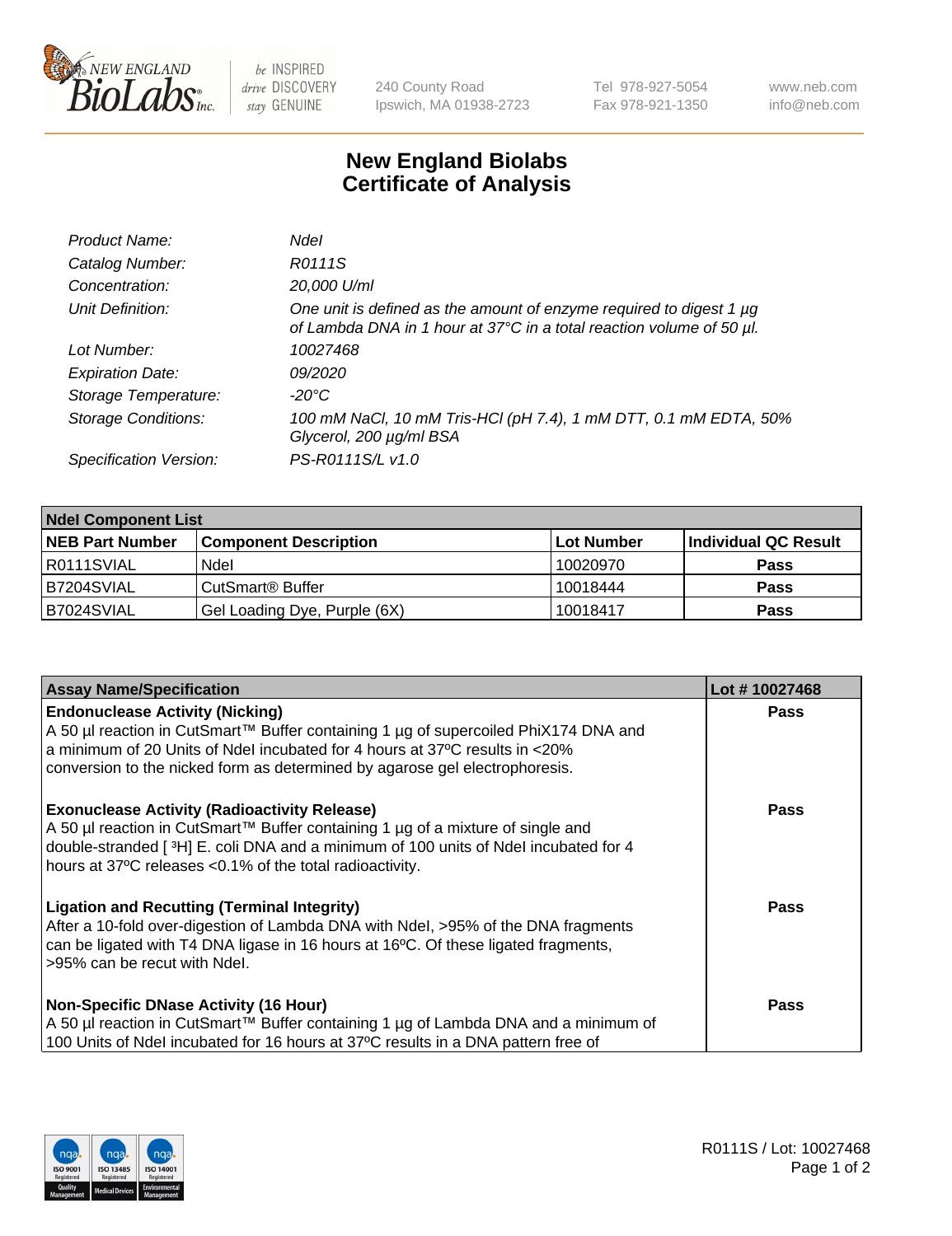New England BioLabs Inc. — be INSPIRED drive DISCOVERY stay GENUINE

240 County Road
Ipswich, MA 01938-2723

Tel 978-927-5054
Fax 978-921-1350

www.neb.com
info@neb.com

# New England Biolabs Certificate of Analysis

| | |
|---|---|
| *Product Name:* | *NdeI* |
| *Catalog Number:* | *R0111S* |
| *Concentration:* | *20,000 U/ml* |
| *Unit Definition:* | *One unit is defined as the amount of enzyme required to digest 1 µg of Lambda DNA in 1 hour at 37°C in a total reaction volume of 50 µl.* |
| *Lot Number:* | *10027468* |
| *Expiration Date:* | *09/2020* |
| *Storage Temperature:* | *-20°C* |
| *Storage Conditions:* | *100 mM NaCl, 10 mM Tris-HCl (pH 7.4), 1 mM DTT, 0.1 mM EDTA, 50% Glycerol, 200 µg/ml BSA* |
| *Specification Version:* | *PS-R0111S/L v1.0* |

| **NdeI Component List** | | | |
|---|---|---|---|
| **NEB Part Number** | **Component Description** | **Lot Number** | **Individual QC Result** |
| R0111SVIAL | NdeI | 10020970 | **Pass** |
| B7204SVIAL | CutSmart® Buffer | 10018444 | **Pass** |
| B7024SVIAL | Gel Loading Dye, Purple (6X) | 10018417 | **Pass** |

| **Assay Name/Specification** | **Lot # 10027468** |
|---|---|
| **Endonuclease Activity (Nicking)** A 50 µl reaction in CutSmart™ Buffer containing 1 µg of supercoiled PhiX174 DNA and a minimum of 20 Units of NdeI incubated for 4 hours at 37ºC results in <20% conversion to the nicked form as determined by agarose gel electrophoresis. | **Pass** |
| **Exonuclease Activity (Radioactivity Release)** A 50 µl reaction in CutSmart™ Buffer containing 1 µg of a mixture of single and double-stranded [ $^3$H] E. coli DNA and a minimum of 100 units of NdeI incubated for 4 hours at 37ºC releases <0.1% of the total radioactivity. | **Pass** |
| **Ligation and Recutting (Terminal Integrity)** After a 10-fold over-digestion of Lambda DNA with NdeI, >95% of the DNA fragments can be ligated with T4 DNA ligase in 16 hours at 16ºC. Of these ligated fragments, >95% can be recut with NdeI. | **Pass** |
| **Non-Specific DNase Activity (16 Hour)** A 50 µl reaction in CutSmart™ Buffer containing 1 µg of Lambda DNA and a minimum of 100 Units of NdeI incubated for 16 hours at 37ºC results in a DNA pattern free of | **Pass** |

R0111S / Lot: 10027468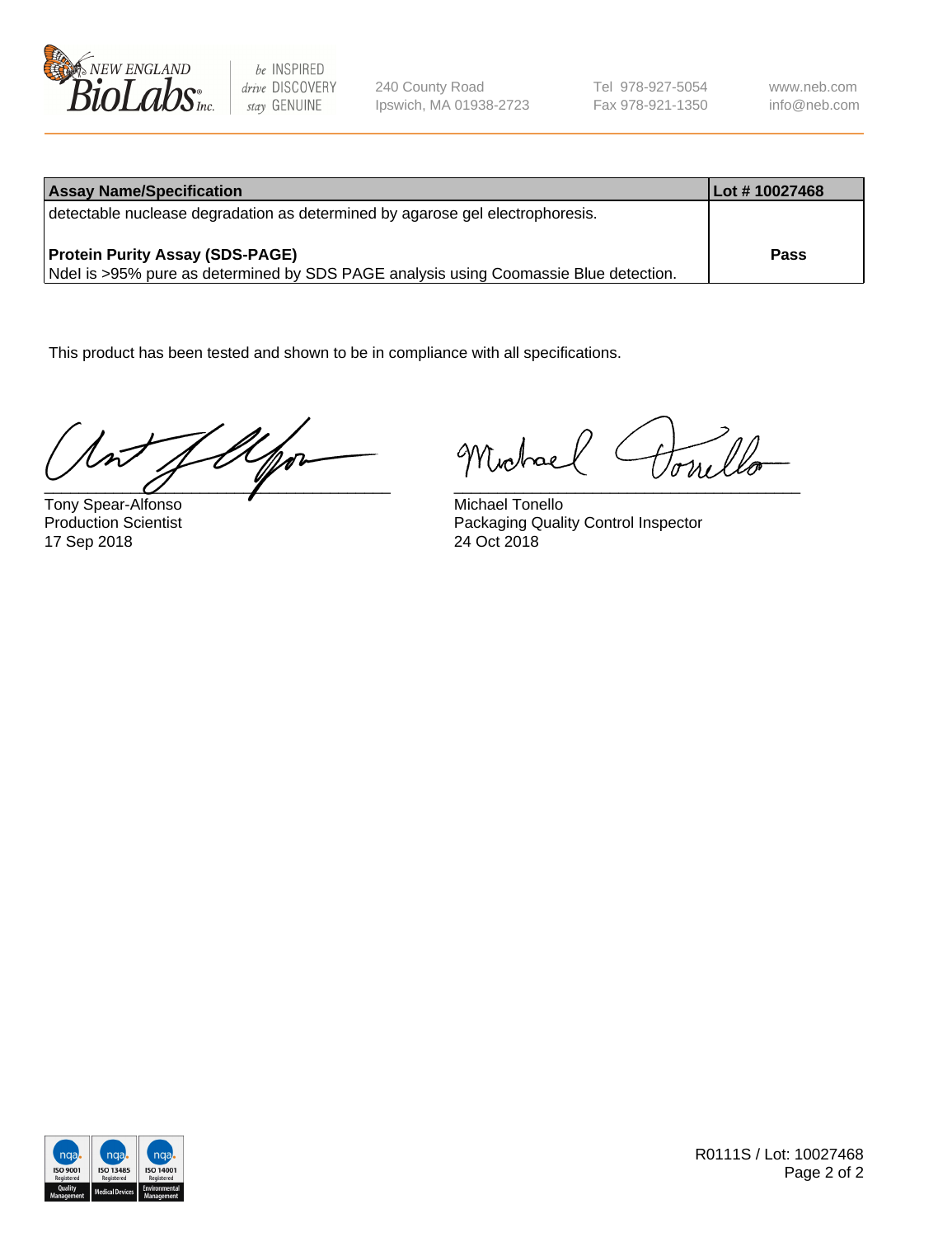| Assay Name/Specification | Lot # 10027468 |
| --- | --- |
| detectable nuclease degradation as determined by agarose gel electrophoresis. | |
| **Protein Purity Assay (SDS-PAGE)**<br>NdeI is >95% pure as determined by SDS PAGE analysis using Coomassie Blue detection. | **Pass** |

This product has been tested and shown to be in compliance with all specifications.

Tony Spear-Alfonso
Production Scientist
17 Sep 2018

Michael Tonello
Packaging Quality Control Inspector
24 Oct 2018

R0111S / Lot: 10027468